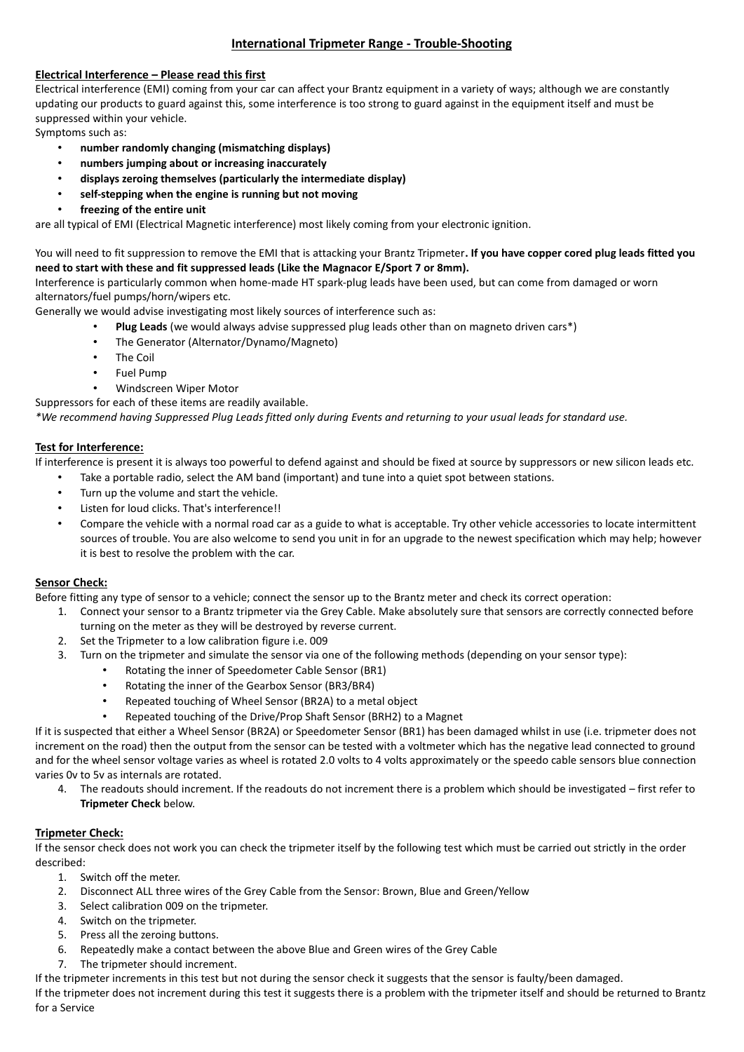# International Tripmeter Range - Trouble-Shooting

## Electrical Interference – Please read this first

Electrical interference (EMI) coming from your car can affect your Brantz equipment in a variety of ways; although we are constantly updating our products to guard against this, some interference is too strong to guard against in the equipment itself and must be suppressed within your vehicle.

Symptoms such as:

- **number randomly changing (mismatching displays)**
- **numbers jumping about or increasing inaccurately**
- **displays zeroing themselves (particularly the intermediate display)**
- **self-stepping when the engine is running but not moving**
- **freezing of the entire unit**

are all typical of EMI (Electrical Magnetic interference) most likely coming from your electronic ignition.

You will need to fit suppression to remove the EMI that is attacking your Brantz Tripmeter**. If you have copper cored plug leads fitted you need to start with these and fit suppressed leads (Like the Magnacor E/Sport 7 or 8mm).**

Interference is particularly common when home-made HT spark-plug leads have been used, but can come from damaged or worn alternators/fuel pumps/horn/wipers etc.

Generally we would advise investigating most likely sources of interference such as:

- **Plug Leads** (we would always advise suppressed plug leads other than on magneto driven cars*)
- The Generator (Alternator/Dynamo/Magneto)
- The Coil
- Fuel Pump
- Windscreen Wiper Motor

Suppressors for each of these items are readily available.

*\*We recommend having Suppressed Plug Leads fitted only during Events and returning to your usual leads for standard use.*

## Test for Interference:

If interference is present it is always too powerful to defend against and should be fixed at source by suppressors or new silicon leads etc.

- Take a portable radio, select the AM band (important) and tune into a quiet spot between stations.
- Turn up the volume and start the vehicle.
- Listen for loud clicks. That's interference!!
- Compare the vehicle with a normal road car as a guide to what is acceptable. Try other vehicle accessories to locate intermittent sources of trouble. You are also welcome to send you unit in for an upgrade to the newest specification which may help; however it is best to resolve the problem with the car.

## Sensor Check:

Before fitting any type of sensor to a vehicle; connect the sensor up to the Brantz meter and check its correct operation:

1. Connect your sensor to a Brantz tripmeter via the Grey Cable. Make absolutely sure that sensors are correctly connected before turning on the meter as they will be destroyed by reverse current.
2. Set the Tripmeter to a low calibration figure i.e. 009
3. Turn on the tripmeter and simulate the sensor via one of the following methods (depending on your sensor type):
   - Rotating the inner of Speedometer Cable Sensor (BR1)
   - Rotating the inner of the Gearbox Sensor (BR3/BR4)
   - Repeated touching of Wheel Sensor (BR2A) to a metal object
   - Repeated touching of the Drive/Prop Shaft Sensor (BRH2) to a Magnet

If it is suspected that either a Wheel Sensor (BR2A) or Speedometer Sensor (BR1) has been damaged whilst in use (i.e. tripmeter does not increment on the road) then the output from the sensor can be tested with a voltmeter which has the negative lead connected to ground and for the wheel sensor voltage varies as wheel is rotated 2.0 volts to 4 volts approximately or the speedo cable sensors blue connection varies 0v to 5v as internals are rotated.

4. The readouts should increment. If the readouts do not increment there is a problem which should be investigated – first refer to **Tripmeter Check** below.

## Tripmeter Check:

If the sensor check does not work you can check the tripmeter itself by the following test which must be carried out strictly in the order described:

1. Switch off the meter.
2. Disconnect ALL three wires of the Grey Cable from the Sensor: Brown, Blue and Green/Yellow
3. Select calibration 009 on the tripmeter.
4. Switch on the tripmeter.
5. Press all the zeroing buttons.
6. Repeatedly make a contact between the above Blue and Green wires of the Grey Cable
7. The tripmeter should increment.

If the tripmeter increments in this test but not during the sensor check it suggests that the sensor is faulty/been damaged.

If the tripmeter does not increment during this test it suggests there is a problem with the tripmeter itself and should be returned to Brantz for a Service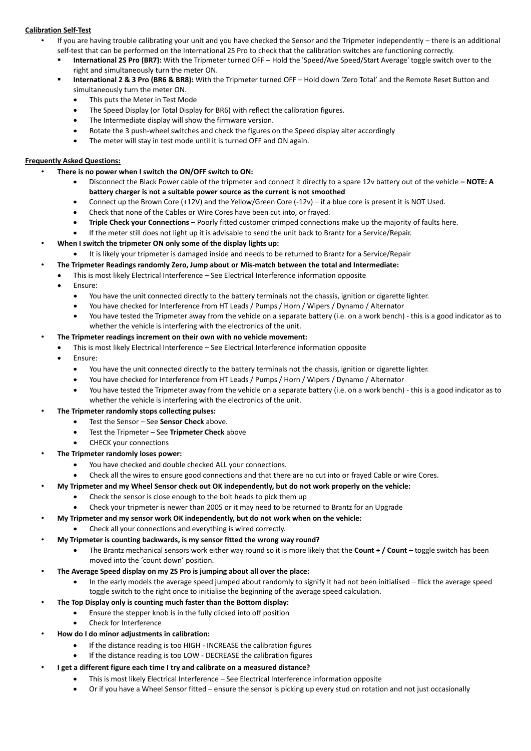**Calibration Self-Test**

- If you are having trouble calibrating your unit and you have checked the Sensor and the Tripmeter independently – there is an additional self-test that can be performed on the International 2S Pro to check that the calibration switches are functioning correctly.
  - **International 2S Pro (BR7):** With the Tripmeter turned OFF – Hold the 'Speed/Ave Speed/Start Average' toggle switch over to the right and simultaneously turn the meter ON.
  - **International 2 & 3 Pro (BR6 & BR8):** With the Tripmeter turned OFF – Hold down 'Zero Total' and the Remote Reset Button and simultaneously turn the meter ON.
    - This puts the Meter in Test Mode
    - The Speed Display (or Total Display for BR6) with reflect the calibration figures.
    - The Intermediate display will show the firmware version.
    - Rotate the 3 push-wheel switches and check the figures on the Speed display alter accordingly
    - The meter will stay in test mode until it is turned OFF and ON again.

**Frequently Asked Questions:**

- **There is no power when I switch the ON/OFF switch to ON:**
  - Disconnect the Black Power cable of the tripmeter and connect it directly to a spare 12v battery out of the vehicle **– NOTE: A battery charger is not a suitable power source as the current is not smoothed**
  - Connect up the Brown Core (+12V) and the Yellow/Green Core (-12v) – if a blue core is present it is NOT Used.
  - Check that none of the Cables or Wire Cores have been cut into, or frayed.
  - **Triple Check your Connections** – Poorly fitted customer crimped connections make up the majority of faults here.
  - If the meter still does not light up it is advisable to send the unit back to Brantz for a Service/Repair.
- **When I switch the tripmeter ON only some of the display lights up:**
  - It is likely your tripmeter is damaged inside and needs to be returned to Brantz for a Service/Repair
- **The Tripmeter Readings randomly Zero, Jump about or Mis-match between the total and Intermediate:**
  - This is most likely Electrical Interference – See Electrical Interference information opposite
  - Ensure:
    - You have the unit connected directly to the battery terminals not the chassis, ignition or cigarette lighter.
    - You have checked for Interference from HT Leads / Pumps / Horn / Wipers / Dynamo / Alternator
    - You have tested the Tripmeter away from the vehicle on a separate battery (i.e. on a work bench) - this is a good indicator as to whether the vehicle is interfering with the electronics of the unit.
- **The Tripmeter readings increment on their own with no vehicle movement:**
  - This is most likely Electrical Interference – See Electrical Interference information opposite
  - Ensure:
    - You have the unit connected directly to the battery terminals not the chassis, ignition or cigarette lighter.
    - You have checked for Interference from HT Leads / Pumps / Horn / Wipers / Dynamo / Alternator
    - You have tested the Tripmeter away from the vehicle on a separate battery (i.e. on a work bench) - this is a good indicator as to whether the vehicle is interfering with the electronics of the unit.
- **The Tripmeter randomly stops collecting pulses:**
  - Test the Sensor – See **Sensor Check** above.
  - Test the Tripmeter – See **Tripmeter Check** above
  - CHECK your connections
- **The Tripmeter randomly loses power:**
  - You have checked and double checked ALL your connections.
  - Check all the wires to ensure good connections and that there are no cut into or frayed Cable or wire Cores.
- **My Tripmeter and my Wheel Sensor check out OK independently, but do not work properly on the vehicle:**
  - Check the sensor is close enough to the bolt heads to pick them up
  - Check your tripmeter is newer than 2005 or it may need to be returned to Brantz for an Upgrade
- **My Tripmeter and my sensor work OK independently, but do not work when on the vehicle:**
  - Check all your connections and everything is wired correctly.
- **My Tripmeter is counting backwards, is my sensor fitted the wrong way round?**
  - The Brantz mechanical sensors work either way round so it is more likely that the **Count + / Count –** toggle switch has been moved into the 'count down' position.
- **The Average Speed display on my 2S Pro is jumping about all over the place:**
  - In the early models the average speed jumped about randomly to signify it had not been initialised – flick the average speed toggle switch to the right once to initialise the beginning of the average speed calculation.
- **The Top Display only is counting much faster than the Bottom display:**
  - Ensure the stepper knob is in the fully clicked into off position
  - Check for Interference
- **How do I do minor adjustments in calibration:**
  - If the distance reading is too HIGH - INCREASE the calibration figures
  - If the distance reading is too LOW - DECREASE the calibration figures
- **I get a different figure each time I try and calibrate on a measured distance?**
  - This is most likely Electrical Interference – See Electrical Interference information opposite
  - Or if you have a Wheel Sensor fitted – ensure the sensor is picking up every stud on rotation and not just occasionally